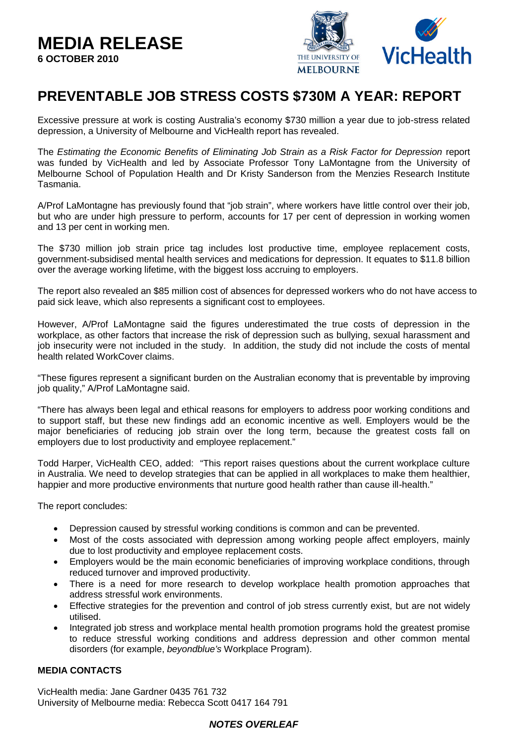# MEDIA RELEASE

**6 OCTOBER 2010**

## PREVENTABLE JOB STRESS COSTS $730M A YEAR: REPORT

Excessive pressure at work is costing Australia's economy $730 million a year due to job-stress related depression, a University of Melbourne and VicHealth report has revealed.

The *Estimating the Economic Benefits of Eliminating Job Strain as a Risk Factor for Depression* report was funded by VicHealth and led by Associate Professor Tony LaMontagne from the University of Melbourne School of Population Health and Dr Kristy Sanderson from the Menzies Research Institute Tasmania.

A/Prof LaMontagne has previously found that "job strain", where workers have little control over their job, but who are under high pressure to perform, accounts for 17 per cent of depression in working women and 13 per cent in working men.

The $730 million job strain price tag includes lost productive time, employee replacement costs, government-subsidised mental health services and medications for depression. It equates to $11.8 billion over the average working lifetime, with the biggest loss accruing to employers.

The report also revealed an $85 million cost of absences for depressed workers who do not have access to paid sick leave, which also represents a significant cost to employees.

However, A/Prof LaMontagne said the figures underestimated the true costs of depression in the workplace, as other factors that increase the risk of depression such as bullying, sexual harassment and job insecurity were not included in the study. In addition, the study did not include the costs of mental health related WorkCover claims.

"These figures represent a significant burden on the Australian economy that is preventable by improving job quality," A/Prof LaMontagne said.

"There has always been legal and ethical reasons for employers to address poor working conditions and to support staff, but these new findings add an economic incentive as well. Employers would be the major beneficiaries of reducing job strain over the long term, because the greatest costs fall on employers due to lost productivity and employee replacement."

Todd Harper, VicHealth CEO, added: "This report raises questions about the current workplace culture in Australia. We need to develop strategies that can be applied in all workplaces to make them healthier, happier and more productive environments that nurture good health rather than cause ill-health."

The report concludes:

- Depression caused by stressful working conditions is common and can be prevented.
- Most of the costs associated with depression among working people affect employers, mainly due to lost productivity and employee replacement costs.
- Employers would be the main economic beneficiaries of improving workplace conditions, through reduced turnover and improved productivity.
- There is a need for more research to develop workplace health promotion approaches that address stressful work environments.
- Effective strategies for the prevention and control of job stress currently exist, but are not widely utilised.
- Integrated job stress and workplace mental health promotion programs hold the greatest promise to reduce stressful working conditions and address depression and other common mental disorders (for example, *beyondblue's* Workplace Program).

**MEDIA CONTACTS**

VicHealth media: Jane Gardner 0435 761 732
University of Melbourne media: Rebecca Scott 0417 164 791

***NOTES OVERLEAF***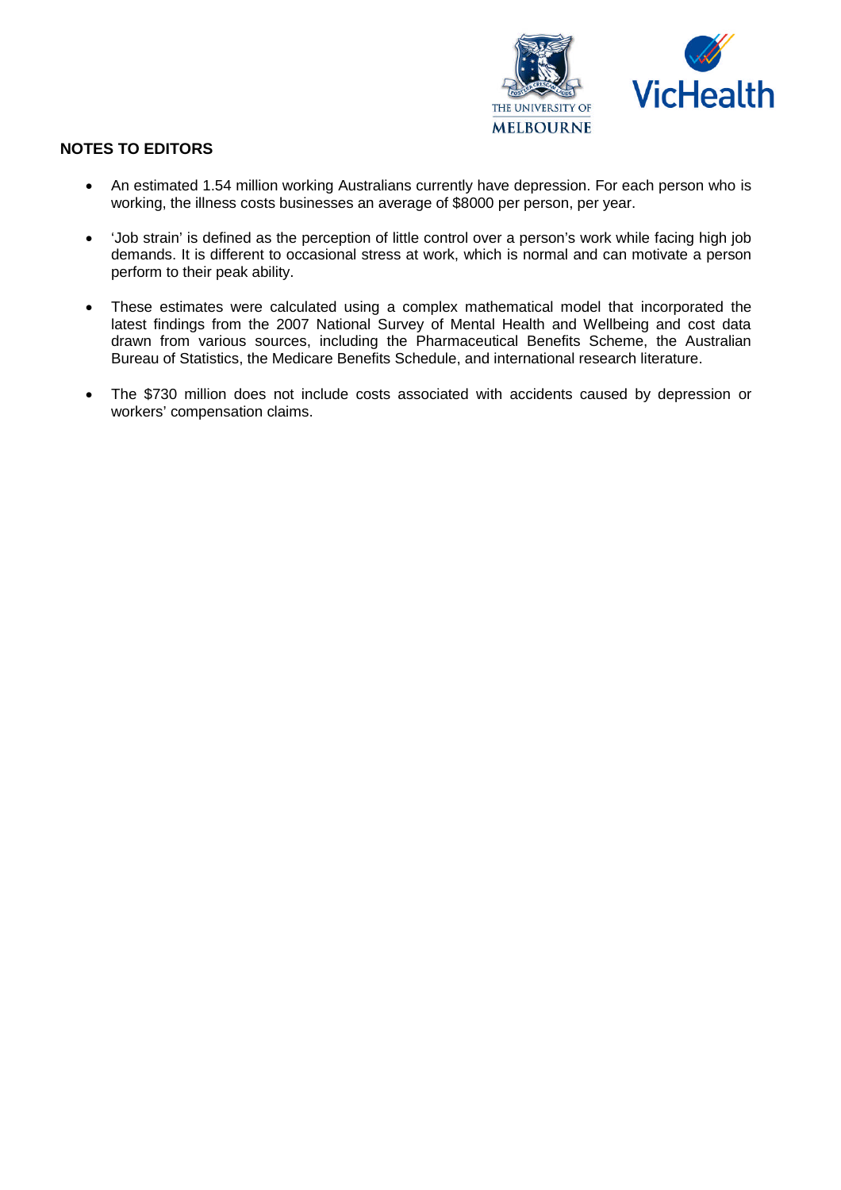**NOTES TO EDITORS**

- An estimated 1.54 million working Australians currently have depression. For each person who is working, the illness costs businesses an average of $8000 per person, per year.
- ‘Job strain’ is defined as the perception of little control over a person’s work while facing high job demands. It is different to occasional stress at work, which is normal and can motivate a person perform to their peak ability.
- These estimates were calculated using a complex mathematical model that incorporated the latest findings from the 2007 National Survey of Mental Health and Wellbeing and cost data drawn from various sources, including the Pharmaceutical Benefits Scheme, the Australian Bureau of Statistics, the Medicare Benefits Schedule, and international research literature.
- The $730 million does not include costs associated with accidents caused by depression or workers’ compensation claims.